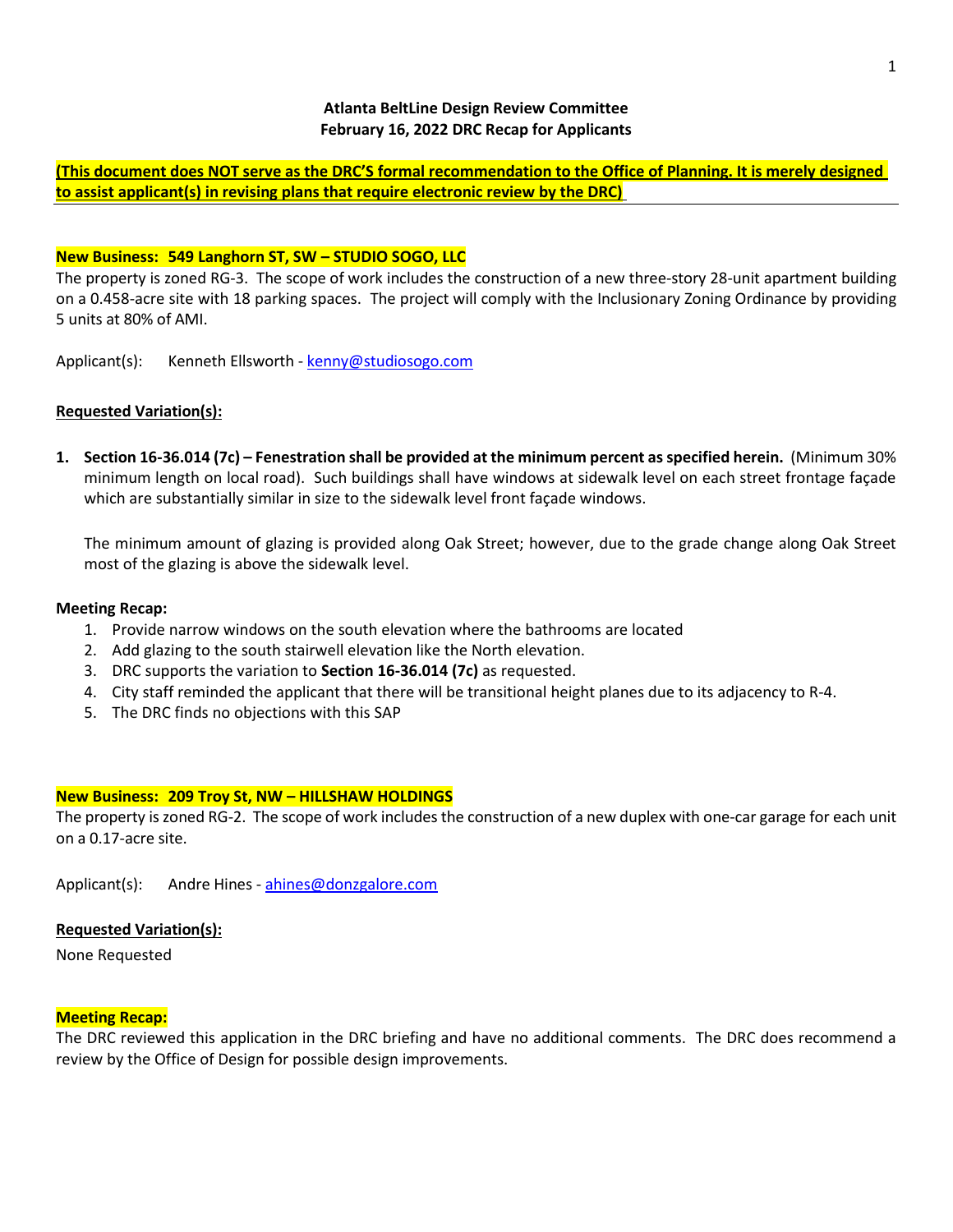**Atlanta BeltLine Design Review Committee**
**February 16, 2022 DRC Recap for Applicants**

**(This document does NOT serve as the DRC'S formal recommendation to the Office of Planning. It is merely designed to assist applicant(s) in revising plans that require electronic review by the DRC)**

---

**New Business: 549 Langhorn ST, SW – STUDIO SOGO, LLC**

The property is zoned RG-3. The scope of work includes the construction of a new three-story 28-unit apartment building on a 0.458-acre site with 18 parking spaces. The project will comply with the Inclusionary Zoning Ordinance by providing 5 units at 80% of AMI.

Applicant(s): Kenneth Ellsworth - kenny@studiosogo.com

**Requested Variation(s):**

1. **Section 16-36.014 (7c) – Fenestration shall be provided at the minimum percent as specified herein.** (Minimum 30% minimum length on local road). Such buildings shall have windows at sidewalk level on each street frontage façade which are substantially similar in size to the sidewalk level front façade windows.

   The minimum amount of glazing is provided along Oak Street; however, due to the grade change along Oak Street most of the glazing is above the sidewalk level.

**Meeting Recap:**

1. Provide narrow windows on the south elevation where the bathrooms are located
2. Add glazing to the south stairwell elevation like the North elevation.
3. DRC supports the variation to **Section 16-36.014 (7c)** as requested.
4. City staff reminded the applicant that there will be transitional height planes due to its adjacency to R-4.
5. The DRC finds no objections with this SAP

**New Business: 209 Troy St, NW – HILLSHAW HOLDINGS**

The property is zoned RG-2. The scope of work includes the construction of a new duplex with one-car garage for each unit on a 0.17-acre site.

Applicant(s): Andre Hines - ahines@donzgalore.com

**Requested Variation(s):**

None Requested

**Meeting Recap:**

The DRC reviewed this application in the DRC briefing and have no additional comments. The DRC does recommend a review by the Office of Design for possible design improvements.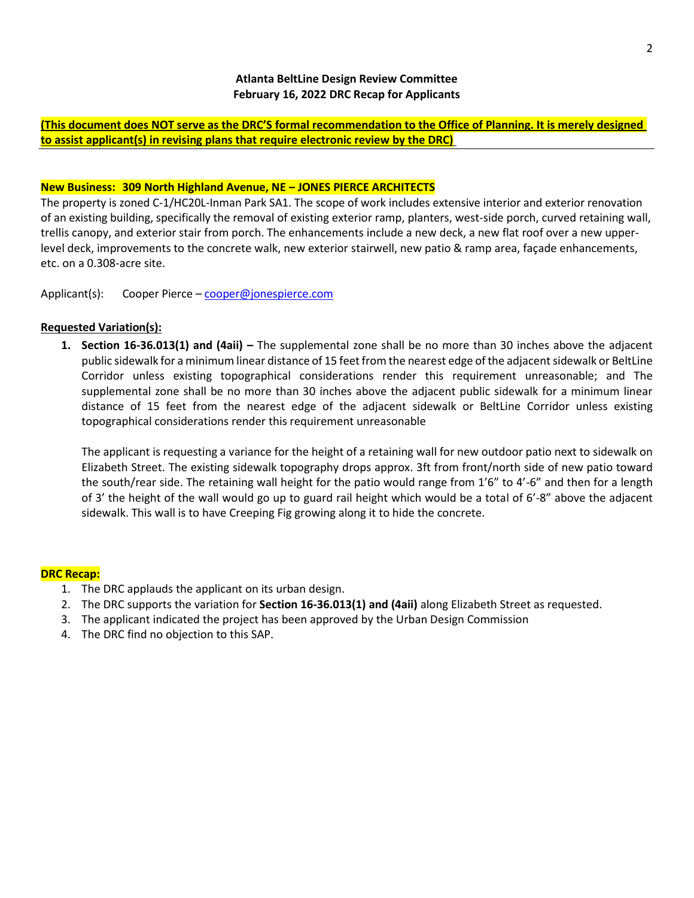**Atlanta BeltLine Design Review Committee**
**February 16, 2022 DRC Recap for Applicants**

**(This document does NOT serve as the DRC'S formal recommendation to the Office of Planning. It is merely designed to assist applicant(s) in revising plans that require electronic review by the DRC)**

---

**New Business: 309 North Highland Avenue, NE – JONES PIERCE ARCHITECTS**

The property is zoned C-1/HC20L-Inman Park SA1. The scope of work includes extensive interior and exterior renovation of an existing building, specifically the removal of existing exterior ramp, planters, west-side porch, curved retaining wall, trellis canopy, and exterior stair from porch. The enhancements include a new deck, a new flat roof over a new upper-level deck, improvements to the concrete walk, new exterior stairwell, new patio & ramp area, façade enhancements, etc. on a 0.308-acre site.

Applicant(s): Cooper Pierce – cooper@jonespierce.com

**Requested Variation(s):**

1. **Section 16-36.013(1) and (4aii) –** The supplemental zone shall be no more than 30 inches above the adjacent public sidewalk for a minimum linear distance of 15 feet from the nearest edge of the adjacent sidewalk or BeltLine Corridor unless existing topographical considerations render this requirement unreasonable; and The supplemental zone shall be no more than 30 inches above the adjacent public sidewalk for a minimum linear distance of 15 feet from the nearest edge of the adjacent sidewalk or BeltLine Corridor unless existing topographical considerations render this requirement unreasonable

   The applicant is requesting a variance for the height of a retaining wall for new outdoor patio next to sidewalk on Elizabeth Street. The existing sidewalk topography drops approx. 3ft from front/north side of new patio toward the south/rear side. The retaining wall height for the patio would range from 1'6" to 4'-6" and then for a length of 3' the height of the wall would go up to guard rail height which would be a total of 6'-8" above the adjacent sidewalk. This wall is to have Creeping Fig growing along it to hide the concrete.

**DRC Recap:**

1. The DRC applauds the applicant on its urban design.
2. The DRC supports the variation for **Section 16-36.013(1) and (4aii)** along Elizabeth Street as requested.
3. The applicant indicated the project has been approved by the Urban Design Commission
4. The DRC find no objection to this SAP.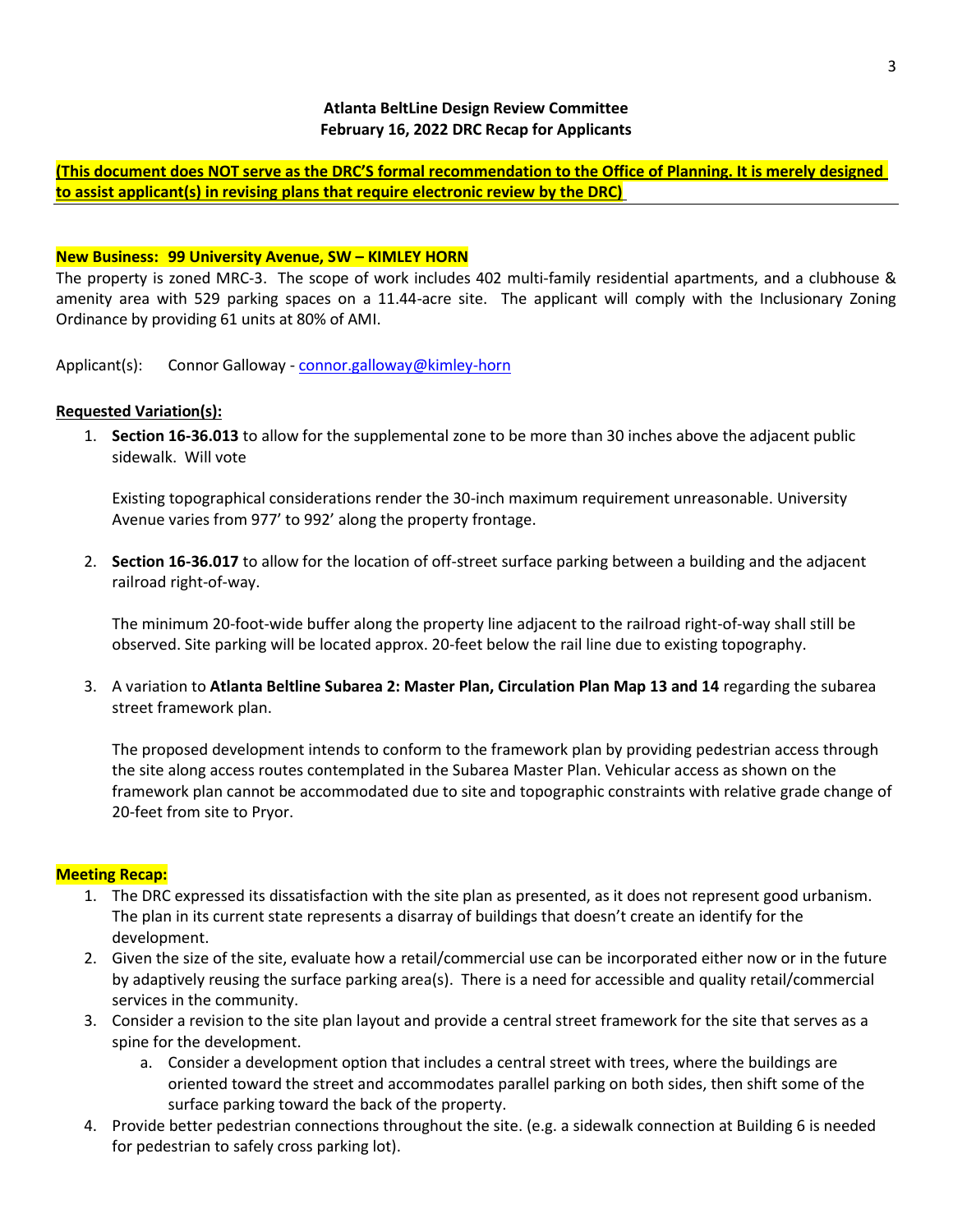**Atlanta BeltLine Design Review Committee**
**February 16, 2022 DRC Recap for Applicants**

**(This document does NOT serve as the DRC'S formal recommendation to the Office of Planning. It is merely designed to assist applicant(s) in revising plans that require electronic review by the DRC)**

---

**New Business: 99 University Avenue, SW – KIMLEY HORN**

The property is zoned MRC-3. The scope of work includes 402 multi-family residential apartments, and a clubhouse & amenity area with 529 parking spaces on a 11.44-acre site. The applicant will comply with the Inclusionary Zoning Ordinance by providing 61 units at 80% of AMI.

Applicant(s): Connor Galloway - connor.galloway@kimley-horn

**Requested Variation(s):**

1. **Section 16-36.013** to allow for the supplemental zone to be more than 30 inches above the adjacent public sidewalk. Will vote

   Existing topographical considerations render the 30-inch maximum requirement unreasonable. University Avenue varies from 977' to 992' along the property frontage.

2. **Section 16-36.017** to allow for the location of off-street surface parking between a building and the adjacent railroad right-of-way.

   The minimum 20-foot-wide buffer along the property line adjacent to the railroad right-of-way shall still be observed. Site parking will be located approx. 20-feet below the rail line due to existing topography.

3. A variation to **Atlanta Beltline Subarea 2: Master Plan, Circulation Plan Map 13 and 14** regarding the subarea street framework plan.

   The proposed development intends to conform to the framework plan by providing pedestrian access through the site along access routes contemplated in the Subarea Master Plan. Vehicular access as shown on the framework plan cannot be accommodated due to site and topographic constraints with relative grade change of 20-feet from site to Pryor.

**Meeting Recap:**

1. The DRC expressed its dissatisfaction with the site plan as presented, as it does not represent good urbanism. The plan in its current state represents a disarray of buildings that doesn't create an identify for the development.
2. Given the size of the site, evaluate how a retail/commercial use can be incorporated either now or in the future by adaptively reusing the surface parking area(s). There is a need for accessible and quality retail/commercial services in the community.
3. Consider a revision to the site plan layout and provide a central street framework for the site that serves as a spine for the development.
   a. Consider a development option that includes a central street with trees, where the buildings are oriented toward the street and accommodates parallel parking on both sides, then shift some of the surface parking toward the back of the property.
4. Provide better pedestrian connections throughout the site. (e.g. a sidewalk connection at Building 6 is needed for pedestrian to safely cross parking lot).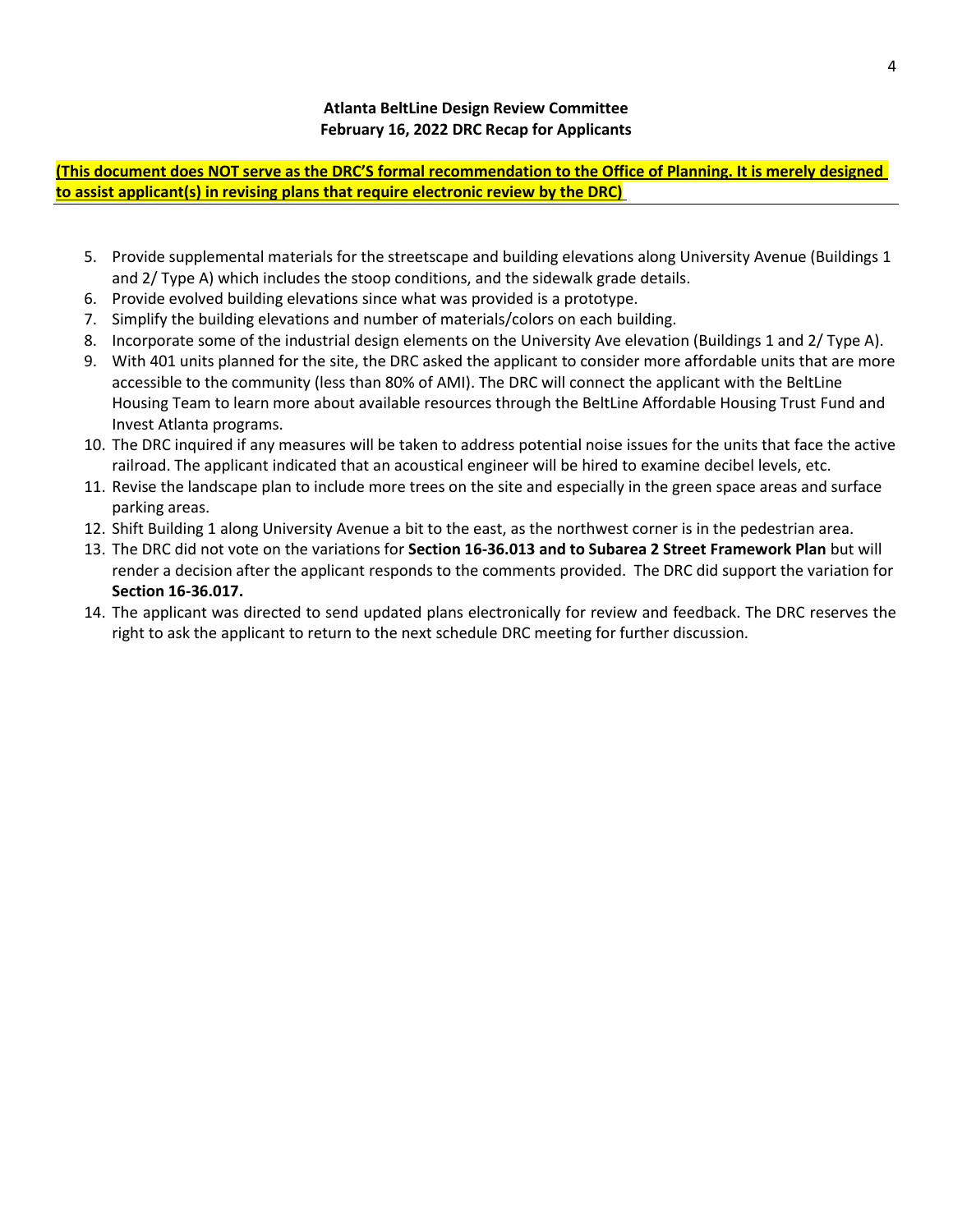**Atlanta BeltLine Design Review Committee**
**February 16, 2022 DRC Recap for Applicants**

**(This document does NOT serve as the DRC'S formal recommendation to the Office of Planning. It is merely designed to assist applicant(s) in revising plans that require electronic review by the DRC)**

5. Provide supplemental materials for the streetscape and building elevations along University Avenue (Buildings 1 and 2/ Type A) which includes the stoop conditions, and the sidewalk grade details.
6. Provide evolved building elevations since what was provided is a prototype.
7. Simplify the building elevations and number of materials/colors on each building.
8. Incorporate some of the industrial design elements on the University Ave elevation (Buildings 1 and 2/ Type A).
9. With 401 units planned for the site, the DRC asked the applicant to consider more affordable units that are more accessible to the community (less than 80% of AMI). The DRC will connect the applicant with the BeltLine Housing Team to learn more about available resources through the BeltLine Affordable Housing Trust Fund and Invest Atlanta programs.
10. The DRC inquired if any measures will be taken to address potential noise issues for the units that face the active railroad. The applicant indicated that an acoustical engineer will be hired to examine decibel levels, etc.
11. Revise the landscape plan to include more trees on the site and especially in the green space areas and surface parking areas.
12. Shift Building 1 along University Avenue a bit to the east, as the northwest corner is in the pedestrian area.
13. The DRC did not vote on the variations for **Section 16-36.013 and to Subarea 2 Street Framework Plan** but will render a decision after the applicant responds to the comments provided. The DRC did support the variation for **Section 16-36.017.**
14. The applicant was directed to send updated plans electronically for review and feedback. The DRC reserves the right to ask the applicant to return to the next schedule DRC meeting for further discussion.